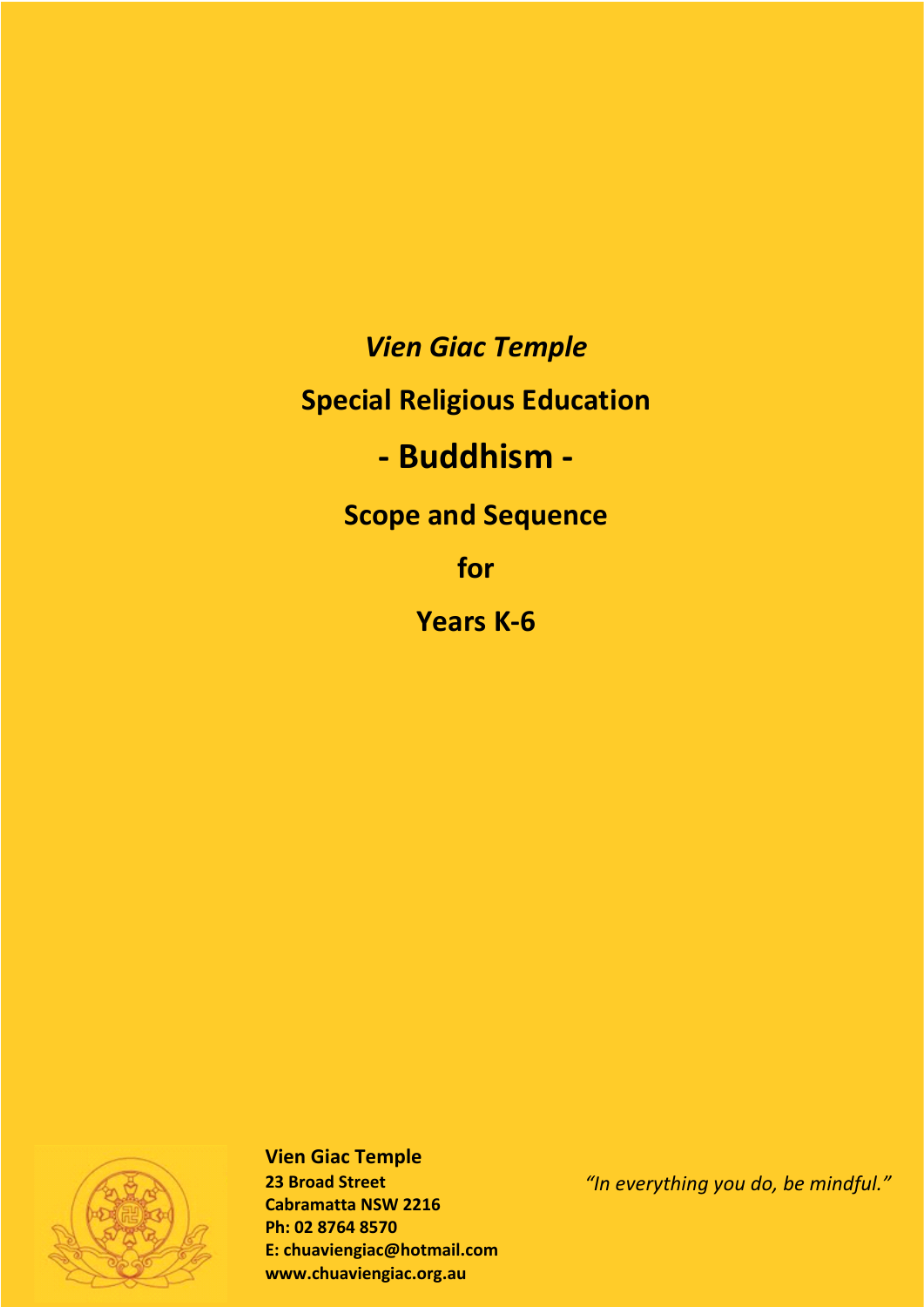*Vien Giac Temple*

# Special Religious Education

# - Buddhism -

## Scope and Sequence

## for

## Years K-6

**Vien Giac Temple**
**23 Broad Street**
**Cabramatta NSW 2216**
**Ph: 02 8764 8570**
**E: chuaviengiac@hotmail.com**
**www.chuaviengiac.org.au**

*"In everything you do, be mindful."*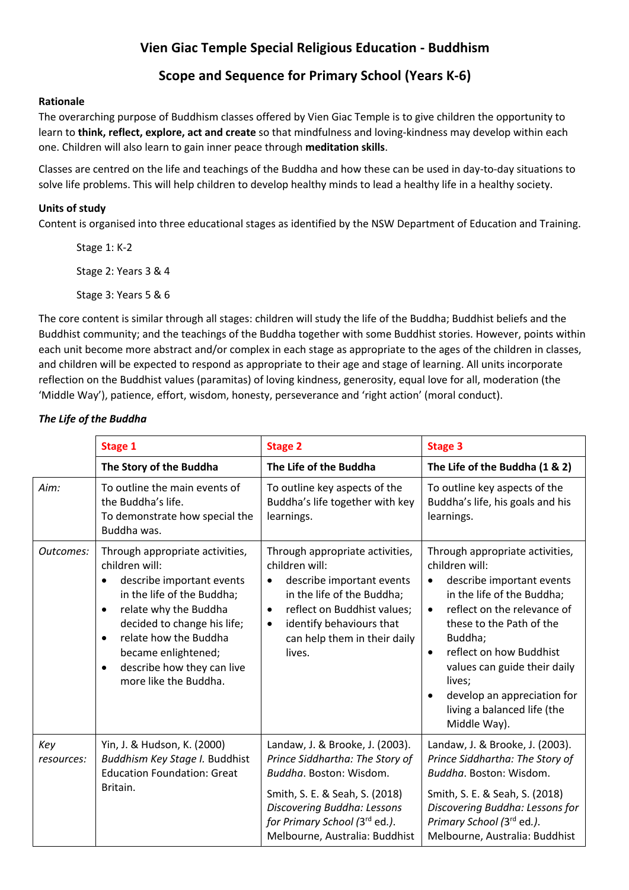# Vien Giac Temple Special Religious Education - Buddhism

## Scope and Sequence for Primary School (Years K-6)

### Rationale

The overarching purpose of Buddhism classes offered by Vien Giac Temple is to give children the opportunity to learn to **think, reflect, explore, act and create** so that mindfulness and loving-kindness may develop within each one. Children will also learn to gain inner peace through **meditation skills**.

Classes are centred on the life and teachings of the Buddha and how these can be used in day-to-day situations to solve life problems. This will help children to develop healthy minds to lead a healthy life in a healthy society.

### Units of study

Content is organised into three educational stages as identified by the NSW Department of Education and Training.

Stage 1: K-2

Stage 2: Years 3 & 4

Stage 3: Years 5 & 6

The core content is similar through all stages: children will study the life of the Buddha; Buddhist beliefs and the Buddhist community; and the teachings of the Buddha together with some Buddhist stories. However, points within each unit become more abstract and/or complex in each stage as appropriate to the ages of the children in classes, and children will be expected to respond as appropriate to their age and stage of learning. All units incorporate reflection on the Buddhist values (paramitas) of loving kindness, generosity, equal love for all, moderation (the 'Middle Way'), patience, effort, wisdom, honesty, perseverance and 'right action' (moral conduct).

***The Life of the Buddha***

| | **Stage 1** | **Stage 2** | **Stage 3** |
|---|---|---|---|
| | **The Story of the Buddha** | **The Life of the Buddha** | **The Life of the Buddha (1 & 2)** |
| *Aim:* | To outline the main events of the Buddha's life.<br>To demonstrate how special the Buddha was. | To outline key aspects of the Buddha's life together with key learnings. | To outline key aspects of the Buddha's life, his goals and his learnings. |
| *Outcomes:* | Through appropriate activities, children will:<br>• describe important events in the life of the Buddha;<br>• relate why the Buddha decided to change his life;<br>• relate how the Buddha became enlightened;<br>• describe how they can live more like the Buddha. | Through appropriate activities, children will:<br>• describe important events in the life of the Buddha;<br>• reflect on Buddhist values;<br>• identify behaviours that can help them in their daily lives. | Through appropriate activities, children will:<br>• describe important events in the life of the Buddha;<br>• reflect on the relevance of these to the Path of the Buddha;<br>• reflect on how Buddhist values can guide their daily lives;<br>• develop an appreciation for living a balanced life (the Middle Way). |
| *Key resources:* | Yin, J. & Hudson, K. (2000) *Buddhism Key Stage I.* Buddhist Education Foundation: Great Britain. | Landaw, J. & Brooke, J. (2003). *Prince Siddhartha: The Story of Buddha*. Boston: Wisdom.<br><br>Smith, S. E. & Seah, S. (2018) *Discovering Buddha: Lessons for Primary School (*3rd ed.*).* Melbourne, Australia: Buddhist | Landaw, J. & Brooke, J. (2003). *Prince Siddhartha: The Story of Buddha*. Boston: Wisdom.<br><br>Smith, S. E. & Seah, S. (2018) *Discovering Buddha: Lessons for Primary School (*3rd ed.*).* Melbourne, Australia: Buddhist |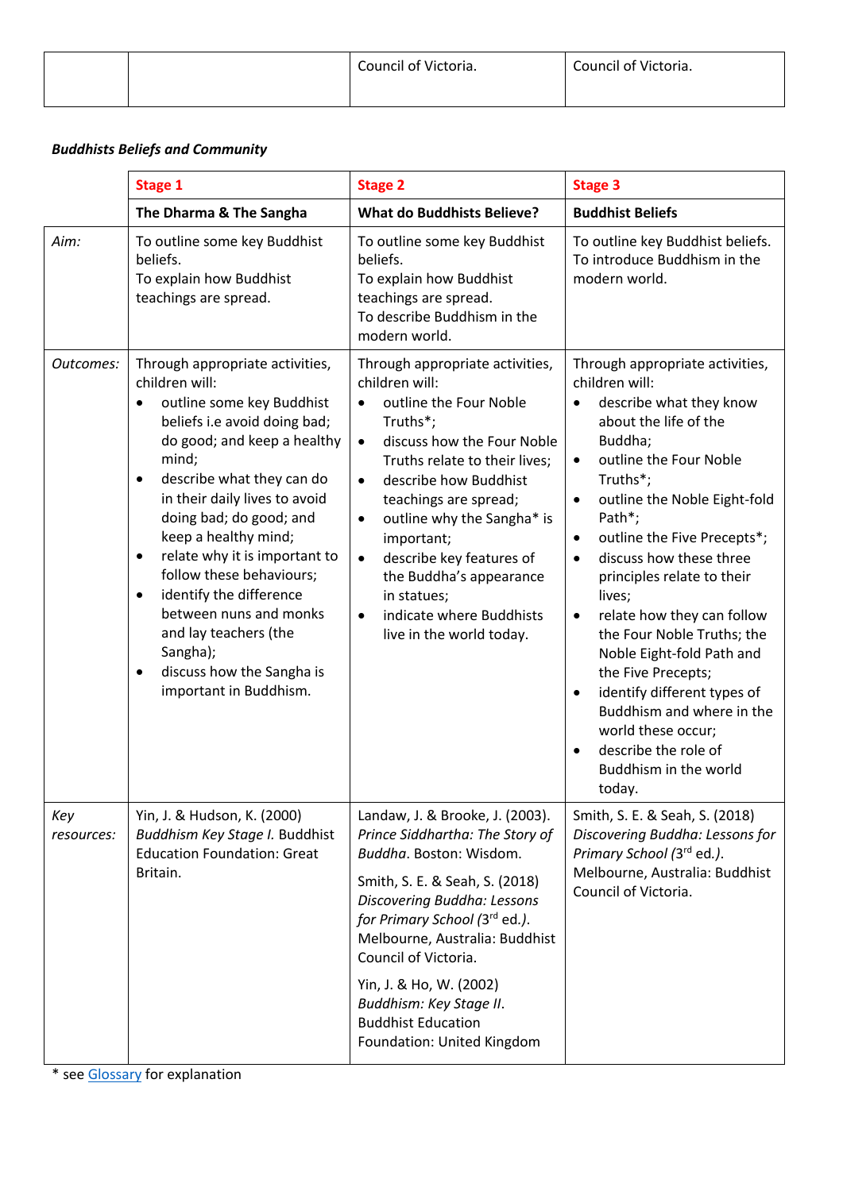| | | Council of Victoria. | Council of Victoria. |
|---|---|---|---|

***Buddhists Beliefs and Community***

| | **Stage 1** | **Stage 2** | **Stage 3** |
|---|---|---|---|
| | **The Dharma & The Sangha** | **What do Buddhists Believe?** | **Buddhist Beliefs** |
| *Aim:* | To outline some key Buddhist beliefs.<br>To explain how Buddhist teachings are spread. | To outline some key Buddhist beliefs.<br>To explain how Buddhist teachings are spread.<br>To describe Buddhism in the modern world. | To outline key Buddhist beliefs.<br>To introduce Buddhism in the modern world. |
| *Outcomes:* | Through appropriate activities, children will:<br>• outline some key Buddhist beliefs i.e avoid doing bad; do good; and keep a healthy mind;<br>• describe what they can do in their daily lives to avoid doing bad; do good; and keep a healthy mind;<br>• relate why it is important to follow these behaviours;<br>• identify the difference between nuns and monks and lay teachers (the Sangha);<br>• discuss how the Sangha is important in Buddhism. | Through appropriate activities, children will:<br>• outline the Four Noble Truths*;<br>• discuss how the Four Noble Truths relate to their lives;<br>• describe how Buddhist teachings are spread;<br>• outline why the Sangha* is important;<br>• describe key features of the Buddha's appearance in statues;<br>• indicate where Buddhists live in the world today. | Through appropriate activities, children will:<br>• describe what they know about the life of the Buddha;<br>• outline the Four Noble Truths*;<br>• outline the Noble Eight-fold Path*;<br>• outline the Five Precepts*;<br>• discuss how these three principles relate to their lives;<br>• relate how they can follow the Four Noble Truths; the Noble Eight-fold Path and the Five Precepts;<br>• identify different types of Buddhism and where in the world these occur;<br>• describe the role of Buddhism in the world today. |
| *Key resources:* | Yin, J. & Hudson, K. (2000) *Buddhism Key Stage I.* Buddhist Education Foundation: Great Britain. | Landaw, J. & Brooke, J. (2003). *Prince Siddhartha: The Story of Buddha*. Boston: Wisdom.<br><br>Smith, S. E. & Seah, S. (2018) *Discovering Buddha: Lessons for Primary School (3rd ed.)*. Melbourne, Australia: Buddhist Council of Victoria.<br><br>Yin, J. & Ho, W. (2002) *Buddhism: Key Stage II*. Buddhist Education Foundation: United Kingdom | Smith, S. E. & Seah, S. (2018) *Discovering Buddha: Lessons for Primary School (3rd ed.)*. Melbourne, Australia: Buddhist Council of Victoria. |

* see Glossary for explanation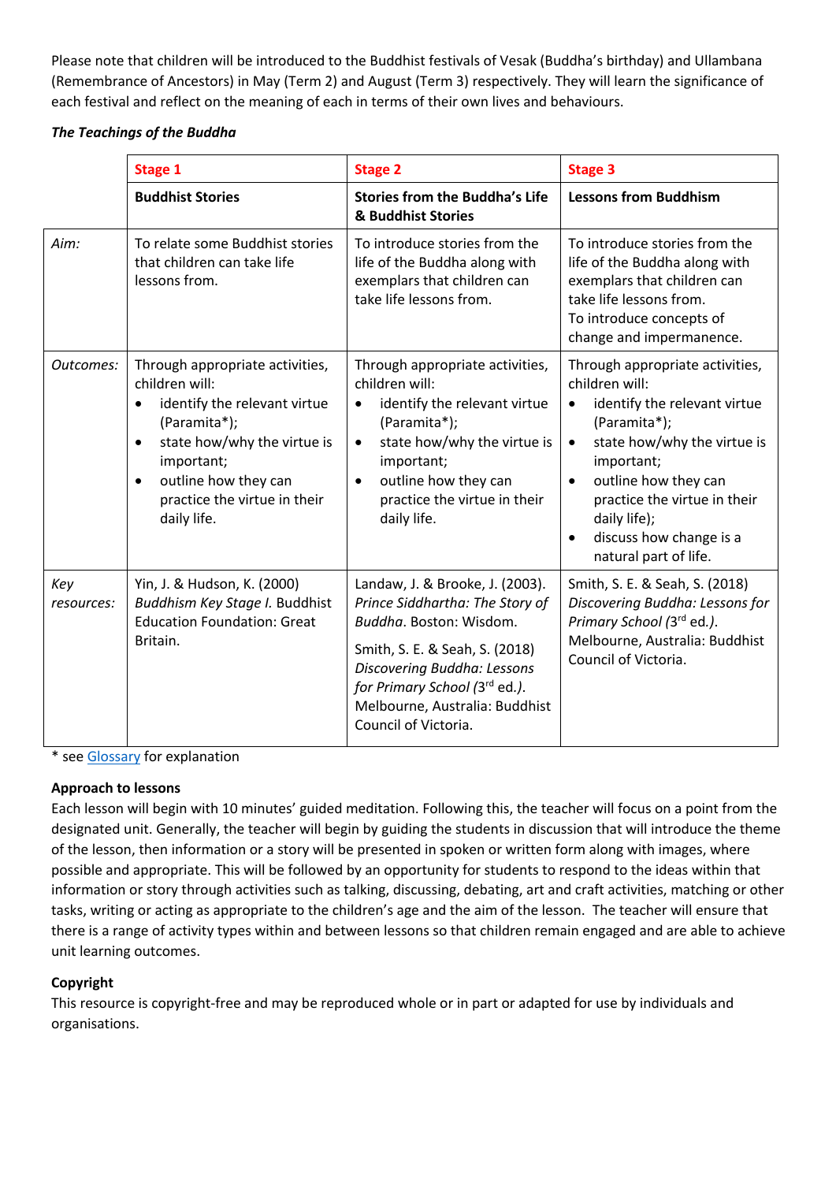Please note that children will be introduced to the Buddhist festivals of Vesak (Buddha's birthday) and Ullambana (Remembrance of Ancestors) in May (Term 2) and August (Term 3) respectively. They will learn the significance of each festival and reflect on the meaning of each in terms of their own lives and behaviours.

***The Teachings of the Buddha***

| | **Stage 1** | **Stage 2** | **Stage 3** |
|---|---|---|---|
| | **Buddhist Stories** | **Stories from the Buddha's Life & Buddhist Stories** | **Lessons from Buddhism** |
| *Aim:* | To relate some Buddhist stories that children can take life lessons from. | To introduce stories from the life of the Buddha along with exemplars that children can take life lessons from. | To introduce stories from the life of the Buddha along with exemplars that children can take life lessons from.<br>To introduce concepts of change and impermanence. |
| *Outcomes:* | Through appropriate activities, children will:<br>• identify the relevant virtue (Paramita*);<br>• state how/why the virtue is important;<br>• outline how they can practice the virtue in their daily life. | Through appropriate activities, children will:<br>• identify the relevant virtue (Paramita*);<br>• state how/why the virtue is important;<br>• outline how they can practice the virtue in their daily life. | Through appropriate activities, children will:<br>• identify the relevant virtue (Paramita*);<br>• state how/why the virtue is important;<br>• outline how they can practice the virtue in their daily life);<br>• discuss how change is a natural part of life. |
| *Key resources:* | Yin, J. & Hudson, K. (2000) *Buddhism Key Stage I.* Buddhist Education Foundation: Great Britain. | Landaw, J. & Brooke, J. (2003). *Prince Siddhartha: The Story of Buddha*. Boston: Wisdom.<br>Smith, S. E. & Seah, S. (2018) *Discovering Buddha: Lessons for Primary School* (3rd ed.). Melbourne, Australia: Buddhist Council of Victoria. | Smith, S. E. & Seah, S. (2018) *Discovering Buddha: Lessons for Primary School (3rd ed.)*. Melbourne, Australia: Buddhist Council of Victoria. |

* see Glossary for explanation

**Approach to lessons**

Each lesson will begin with 10 minutes' guided meditation. Following this, the teacher will focus on a point from the designated unit. Generally, the teacher will begin by guiding the students in discussion that will introduce the theme of the lesson, then information or a story will be presented in spoken or written form along with images, where possible and appropriate. This will be followed by an opportunity for students to respond to the ideas within that information or story through activities such as talking, discussing, debating, art and craft activities, matching or other tasks, writing or acting as appropriate to the children's age and the aim of the lesson. The teacher will ensure that there is a range of activity types within and between lessons so that children remain engaged and are able to achieve unit learning outcomes.

**Copyright**

This resource is copyright-free and may be reproduced whole or in part or adapted for use by individuals and organisations.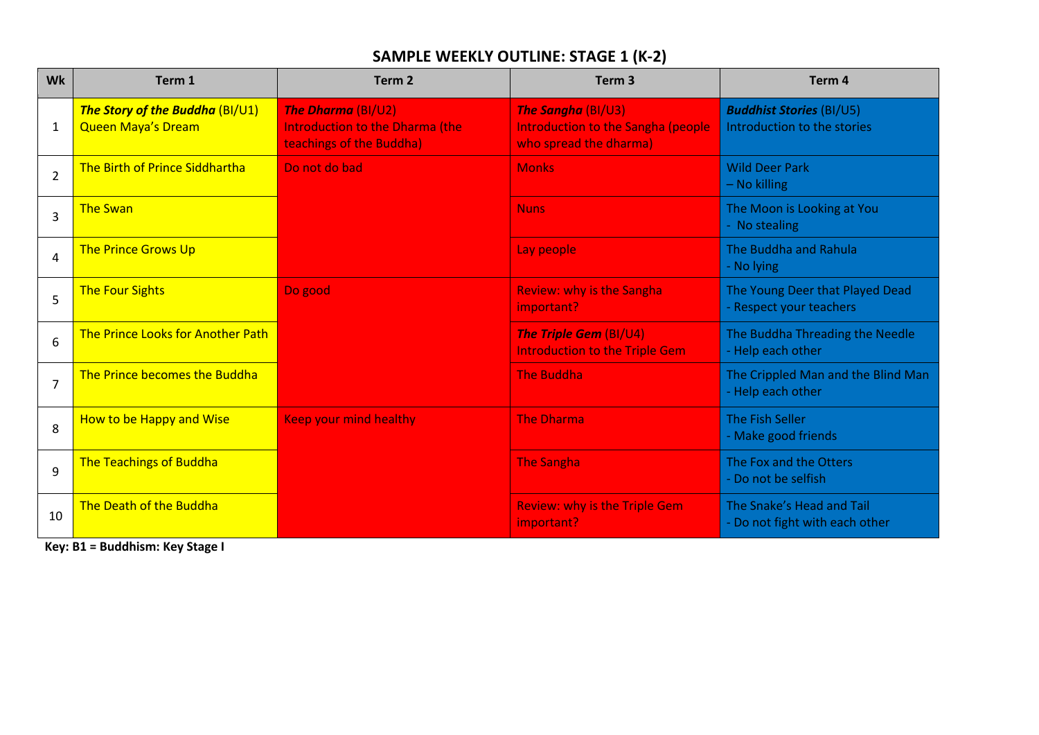## SAMPLE WEEKLY OUTLINE: STAGE 1 (K-2)

| Wk | Term 1 | Term 2 | Term 3 | Term 4 |
|---|---|---|---|---|
| 1 | ***The Story of the Buddha*** (BI/U1) Queen Maya's Dream | ***The Dharma*** (BI/U2) Introduction to the Dharma (the teachings of the Buddha) | ***The Sangha*** (BI/U3) Introduction to the Sangha (people who spread the dharma) | ***Buddhist Stories*** (BI/U5) Introduction to the stories |
| 2 | The Birth of Prince Siddhartha | Do not do bad | Monks | Wild Deer Park – No killing |
| 3 | The Swan | | Nuns | The Moon is Looking at You - No stealing |
| 4 | The Prince Grows Up | | Lay people | The Buddha and Rahula - No lying |
| 5 | The Four Sights | Do good | Review: why is the Sangha important? | The Young Deer that Played Dead - Respect your teachers |
| 6 | The Prince Looks for Another Path | | ***The Triple Gem*** (BI/U4) Introduction to the Triple Gem | The Buddha Threading the Needle - Help each other |
| 7 | The Prince becomes the Buddha | | The Buddha | The Crippled Man and the Blind Man - Help each other |
| 8 | How to be Happy and Wise | Keep your mind healthy | The Dharma | The Fish Seller - Make good friends |
| 9 | The Teachings of Buddha | | The Sangha | The Fox and the Otters - Do not be selfish |
| 10 | The Death of the Buddha | | Review: why is the Triple Gem important? | The Snake's Head and Tail - Do not fight with each other |

**Key: B1 = Buddhism: Key Stage I**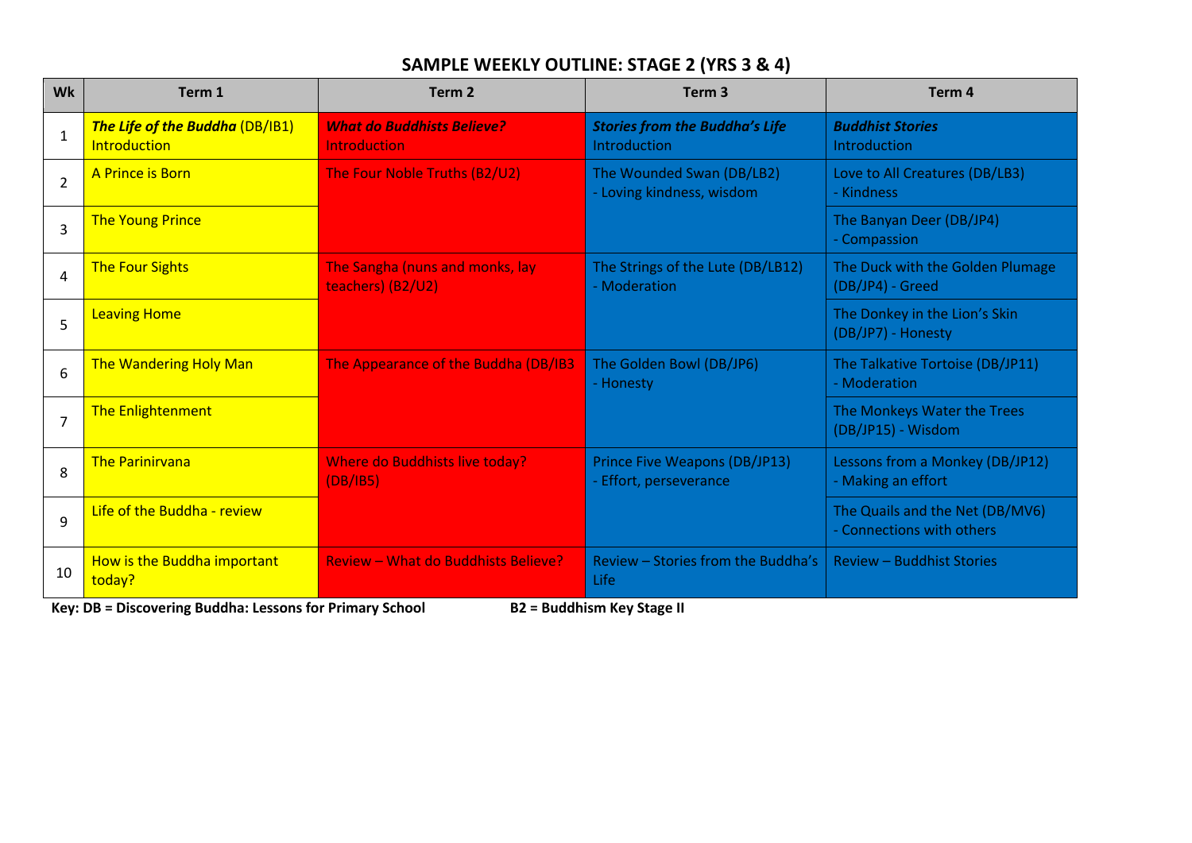# SAMPLE WEEKLY OUTLINE: STAGE 2 (YRS 3 & 4)

| Wk | Term 1 | Term 2 | Term 3 | Term 4 |
|---|---|---|---|---|
| 1 | ***The Life of the Buddha*** (DB/IB1) Introduction | ***What do Buddhists Believe?*** Introduction | ***Stories from the Buddha's Life*** Introduction | ***Buddhist Stories*** Introduction |
| 2 | A Prince is Born | The Four Noble Truths (B2/U2) | The Wounded Swan (DB/LB2) - Loving kindness, wisdom | Love to All Creatures (DB/LB3) - Kindness |
| 3 | The Young Prince | | | The Banyan Deer (DB/JP4) - Compassion |
| 4 | The Four Sights | The Sangha (nuns and monks, lay teachers) (B2/U2) | The Strings of the Lute (DB/LB12) - Moderation | The Duck with the Golden Plumage (DB/JP4) - Greed |
| 5 | Leaving Home | | | The Donkey in the Lion's Skin (DB/JP7) - Honesty |
| 6 | The Wandering Holy Man | The Appearance of the Buddha (DB/IB3 | The Golden Bowl (DB/JP6) - Honesty | The Talkative Tortoise (DB/JP11) - Moderation |
| 7 | The Enlightenment | | | The Monkeys Water the Trees (DB/JP15) - Wisdom |
| 8 | The Parinirvana | Where do Buddhists live today? (DB/IB5) | Prince Five Weapons (DB/JP13) - Effort, perseverance | Lessons from a Monkey (DB/JP12) - Making an effort |
| 9 | Life of the Buddha - review | | | The Quails and the Net (DB/MV6) - Connections with others |
| 10 | How is the Buddha important today? | Review – What do Buddhists Believe? | Review – Stories from the Buddha's Life | Review – Buddhist Stories |

**Key: DB = Discovering Buddha: Lessons for Primary School** **B2 = Buddhism Key Stage II**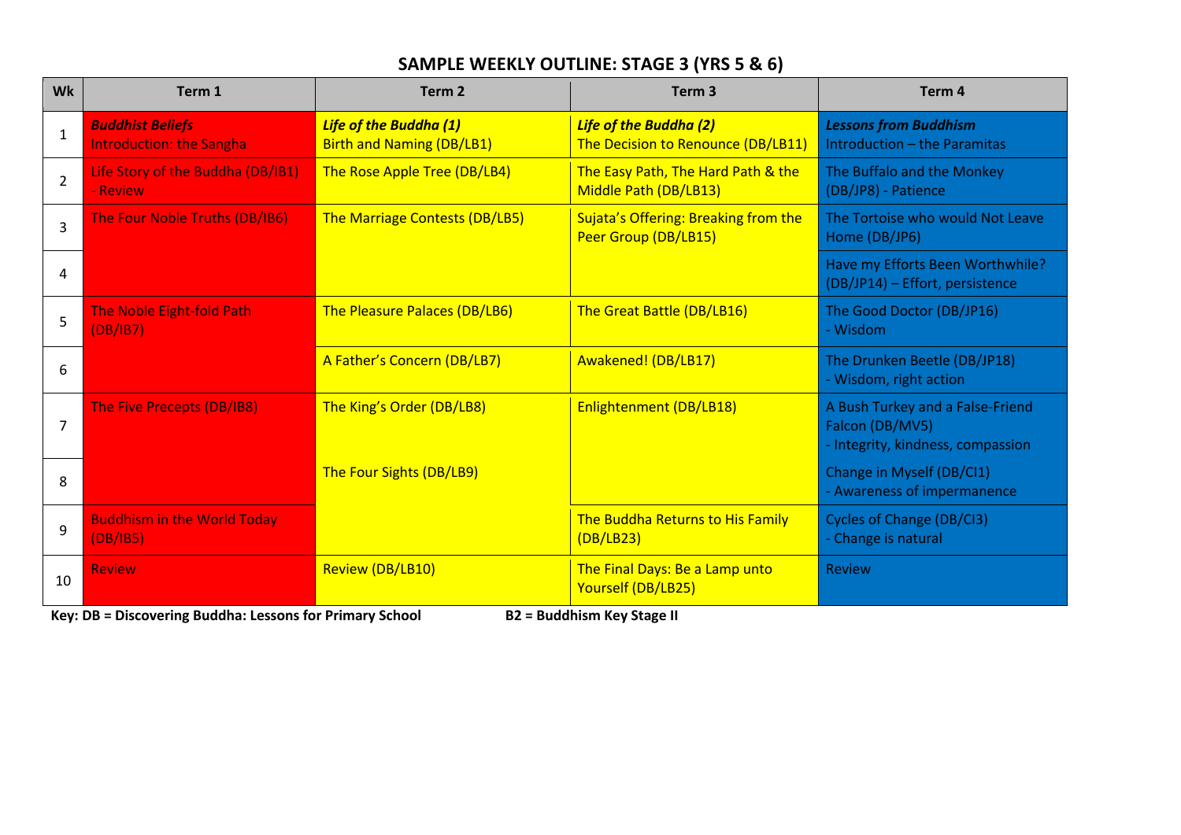## SAMPLE WEEKLY OUTLINE: STAGE 3 (YRS 5 & 6)

| Wk | Term 1 | Term 2 | Term 3 | Term 4 |
|---|---|---|---|---|
| 1 | ***Buddhist Beliefs*** Introduction: the Sangha | ***Life of the Buddha (1)*** Birth and Naming (DB/LB1) | ***Life of the Buddha (2)*** The Decision to Renounce (DB/LB11) | ***Lessons from Buddhism*** Introduction – the Paramitas |
| 2 | Life Story of the Buddha (DB/IB1) - Review | The Rose Apple Tree (DB/LB4) | The Easy Path, The Hard Path & the Middle Path (DB/LB13) | The Buffalo and the Monkey (DB/JP8) - Patience |
| 3 | The Four Noble Truths (DB/IB6) | The Marriage Contests (DB/LB5) | Sujata's Offering: Breaking from the Peer Group (DB/LB15) | The Tortoise who would Not Leave Home (DB/JP6) |
| 4 | | | | Have my Efforts Been Worthwhile? (DB/JP14) – Effort, persistence |
| 5 | The Noble Eight-fold Path (DB/IB7) | The Pleasure Palaces (DB/LB6) | The Great Battle (DB/LB16) | The Good Doctor (DB/JP16) - Wisdom |
| 6 | | A Father's Concern (DB/LB7) | Awakened! (DB/LB17) | The Drunken Beetle (DB/JP18) - Wisdom, right action |
| 7 | The Five Precepts (DB/IB8) | The King's Order (DB/LB8) | Enlightenment (DB/LB18) | A Bush Turkey and a False-Friend Falcon (DB/MV5) - Integrity, kindness, compassion |
| 8 | | The Four Sights (DB/LB9) | | Change in Myself (DB/CI1) - Awareness of impermanence |
| 9 | Buddhism in the World Today (DB/IB5) | | The Buddha Returns to His Family (DB/LB23) | Cycles of Change (DB/CI3) - Change is natural |
| 10 | Review | Review (DB/LB10) | The Final Days: Be a Lamp unto Yourself (DB/LB25) | Review |

**Key: DB = Discovering Buddha: Lessons for Primary School** **B2 = Buddhism Key Stage II**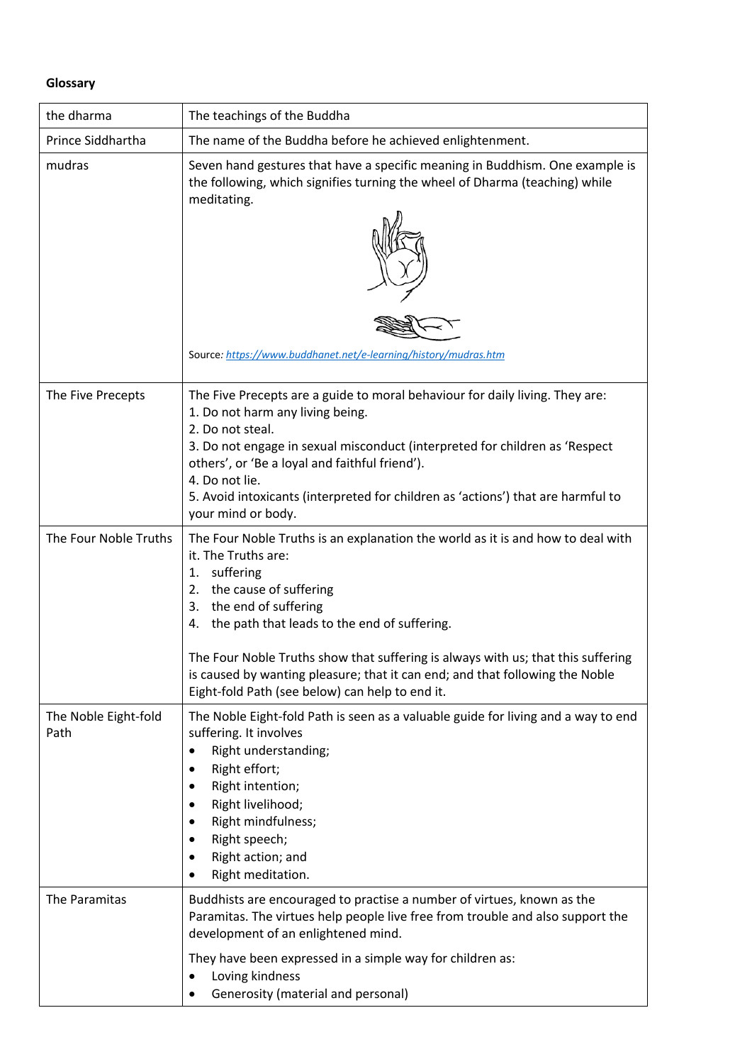**Glossary**

| | |
|---|---|
| the dharma | The teachings of the Buddha |
| Prince Siddhartha | The name of the Buddha before he achieved enlightenment. |
| mudras | Seven hand gestures that have a specific meaning in Buddhism. One example is the following, which signifies turning the wheel of Dharma (teaching) while meditating.<br><br>Source: *https://www.buddhanet.net/e-learning/history/mudras.htm* |
| The Five Precepts | The Five Precepts are a guide to moral behaviour for daily living. They are:<br>1. Do not harm any living being.<br>2. Do not steal.<br>3. Do not engage in sexual misconduct (interpreted for children as 'Respect others', or 'Be a loyal and faithful friend').<br>4. Do not lie.<br>5. Avoid intoxicants (interpreted for children as 'actions') that are harmful to your mind or body. |
| The Four Noble Truths | The Four Noble Truths is an explanation the world as it is and how to deal with it. The Truths are:<br>1. suffering<br>2. the cause of suffering<br>3. the end of suffering<br>4. the path that leads to the end of suffering.<br><br>The Four Noble Truths show that suffering is always with us; that this suffering is caused by wanting pleasure; that it can end; and that following the Noble Eight-fold Path (see below) can help to end it. |
| The Noble Eight-fold Path | The Noble Eight-fold Path is seen as a valuable guide for living and a way to end suffering. It involves<br>• Right understanding;<br>• Right effort;<br>• Right intention;<br>• Right livelihood;<br>• Right mindfulness;<br>• Right speech;<br>• Right action; and<br>• Right meditation. |
| The Paramitas | Buddhists are encouraged to practise a number of virtues, known as the Paramitas. The virtues help people live free from trouble and also support the development of an enlightened mind.<br><br>They have been expressed in a simple way for children as:<br>• Loving kindness<br>• Generosity (material and personal) |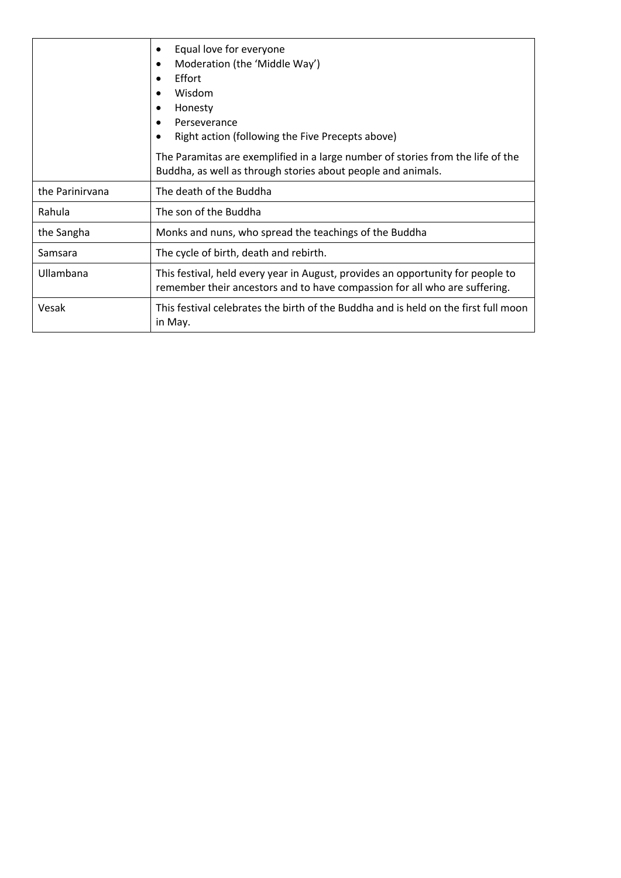| | |
|---|---|
| | • Equal love for everyone<br>• Moderation (the 'Middle Way')<br>• Effort<br>• Wisdom<br>• Honesty<br>• Perseverance<br>• Right action (following the Five Precepts above)<br><br>The Paramitas are exemplified in a large number of stories from the life of the Buddha, as well as through stories about people and animals. |
| the Parinirvana | The death of the Buddha |
| Rahula | The son of the Buddha |
| the Sangha | Monks and nuns, who spread the teachings of the Buddha |
| Samsara | The cycle of birth, death and rebirth. |
| Ullambana | This festival, held every year in August, provides an opportunity for people to remember their ancestors and to have compassion for all who are suffering. |
| Vesak | This festival celebrates the birth of the Buddha and is held on the first full moon in May. |